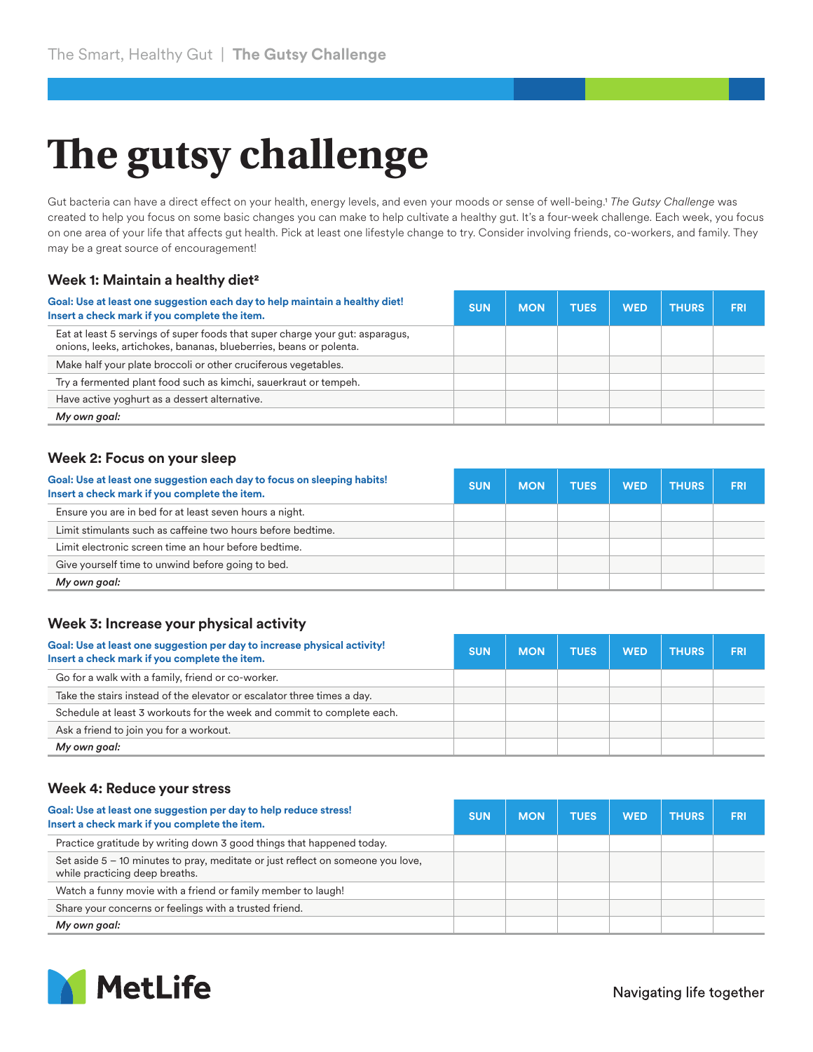# The gutsy challenge

Gut bacteria can have a direct effect on your health, energy levels, and even your moods or sense of well-being.[1] *The Gutsy Challenge* was created to help you focus on some basic changes you can make to help cultivate a healthy gut. It's a four-week challenge. Each week, you focus on one area of your life that affects gut health. Pick at least one lifestyle change to try. Consider involving friends, co-workers, and family. They may be a great source of encouragement!

### Week 1: Maintain a healthy diet[2]

| **Goal: Use at least one suggestion each day to help maintain a healthy diet! Insert a check mark if you complete the item.** | SUN | MON | TUES | WED | THURS | FRI |
|---|---|---|---|---|---|---|
| Eat at least 5 servings of super foods that super charge your gut: asparagus, onions, leeks, artichokes, bananas, blueberries, beans or polenta. | | | | | | |
| Make half your plate broccoli or other cruciferous vegetables. | | | | | | |
| Try a fermented plant food such as kimchi, sauerkraut or tempeh. | | | | | | |
| Have active yoghurt as a dessert alternative. | | | | | | |
| *My own goal:* | | | | | | |

### Week 2: Focus on your sleep

| **Goal: Use at least one suggestion each day to focus on sleeping habits! Insert a check mark if you complete the item.** | SUN | MON | TUES | WED | THURS | FRI |
|---|---|---|---|---|---|---|
| Ensure you are in bed for at least seven hours a night. | | | | | | |
| Limit stimulants such as caffeine two hours before bedtime. | | | | | | |
| Limit electronic screen time an hour before bedtime. | | | | | | |
| Give yourself time to unwind before going to bed. | | | | | | |
| *My own goal:* | | | | | | |

### Week 3: Increase your physical activity

| **Goal: Use at least one suggestion per day to increase physical activity! Insert a check mark if you complete the item.** | SUN | MON | TUES | WED | THURS | FRI |
|---|---|---|---|---|---|---|
| Go for a walk with a family, friend or co-worker. | | | | | | |
| Take the stairs instead of the elevator or escalator three times a day. | | | | | | |
| Schedule at least 3 workouts for the week and commit to complete each. | | | | | | |
| Ask a friend to join you for a workout. | | | | | | |
| *My own goal:* | | | | | | |

### Week 4: Reduce your stress

| **Goal: Use at least one suggestion per day to help reduce stress! Insert a check mark if you complete the item.** | SUN | MON | TUES | WED | THURS | FRI |
|---|---|---|---|---|---|---|
| Practice gratitude by writing down 3 good things that happened today. | | | | | | |
| Set aside 5 – 10 minutes to pray, meditate or just reflect on someone you love, while practicing deep breaths. | | | | | | |
| Watch a funny movie with a friend or family member to laugh! | | | | | | |
| Share your concerns or feelings with a trusted friend. | | | | | | |
| *My own goal:* | | | | | | |

MetLife

Navigating life together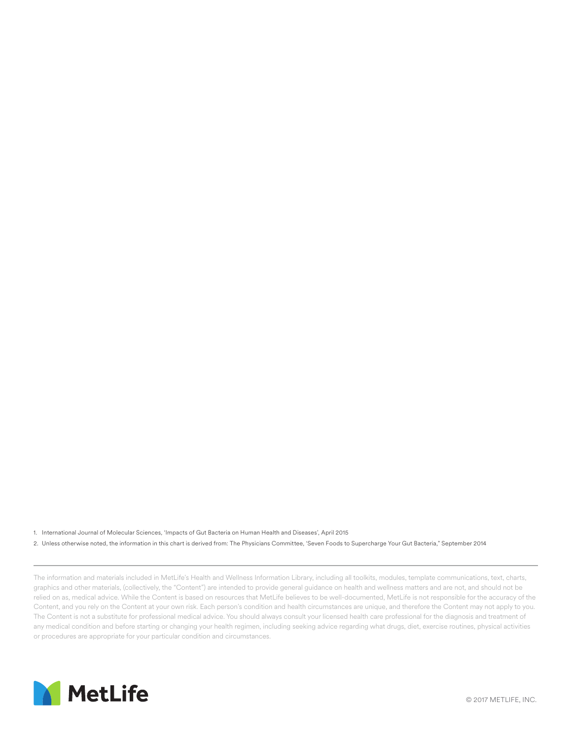1. International Journal of Molecular Sciences, 'Impacts of Gut Bacteria on Human Health and Diseases', April 2015
2. Unless otherwise noted, the information in this chart is derived from: The Physicians Committee, 'Seven Foods to Supercharge Your Gut Bacteria," September 2014

---

The information and materials included in MetLife's Health and Wellness Information Library, including all toolkits, modules, template communications, text, charts, graphics and other materials, (collectively, the "Content") are intended to provide general guidance on health and wellness matters and are not, and should not be relied on as, medical advice. While the Content is based on resources that MetLife believes to be well-documented, MetLife is not responsible for the accuracy of the Content, and you rely on the Content at your own risk. Each person's condition and health circumstances are unique, and therefore the Content may not apply to you. The Content is not a substitute for professional medical advice. You should always consult your licensed health care professional for the diagnosis and treatment of any medical condition and before starting or changing your health regimen, including seeking advice regarding what drugs, diet, exercise routines, physical activities or procedures are appropriate for your particular condition and circumstances.

MetLife

© 2017 METLIFE, INC.